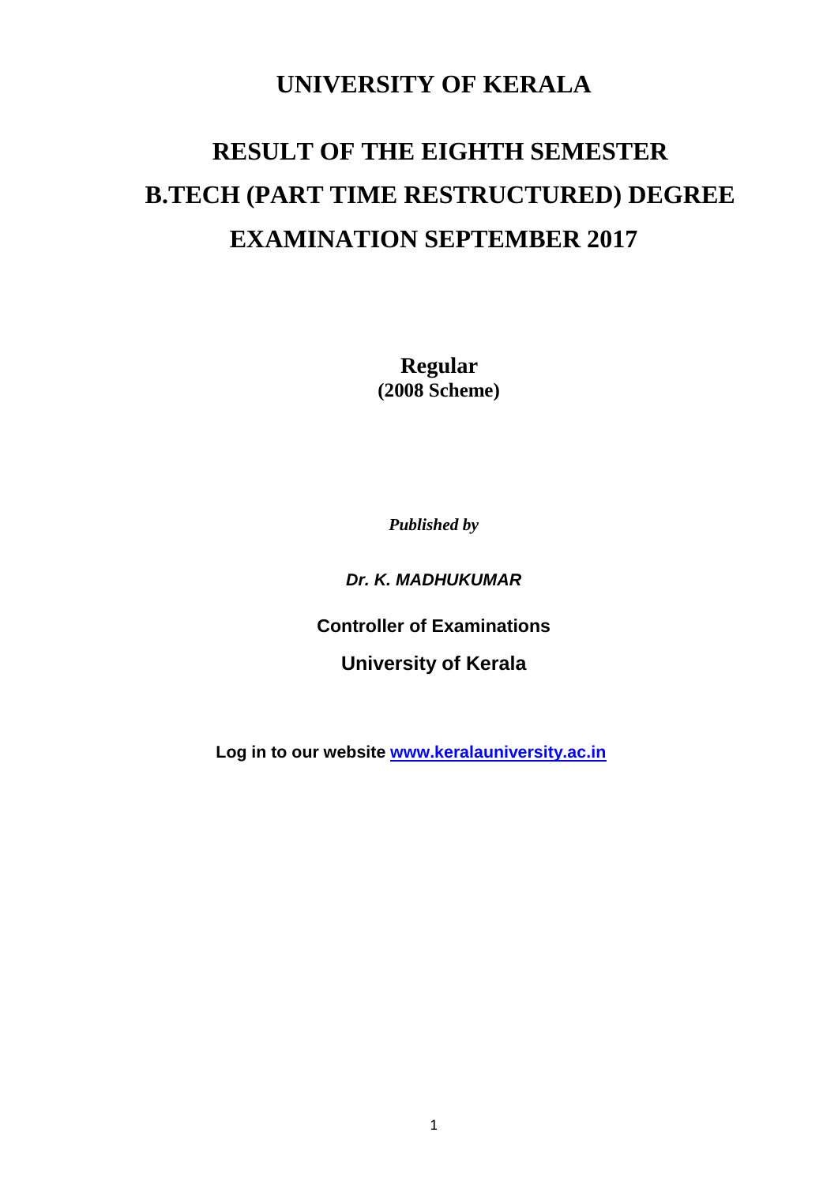# UNIVERSITY OF KERALA

# RESULT OF THE EIGHTH SEMESTER B.TECH (PART TIME RESTRUCTURED) DEGREE EXAMINATION SEPTEMBER 2017

**Regular**
**(2008 Scheme)**

***Published by***

***Dr. K. MADHUKUMAR***

**Controller of Examinations**

**University of Kerala**

**Log in to our website [www.keralauniversity.ac.in](http://www.keralauniversity.ac.in)**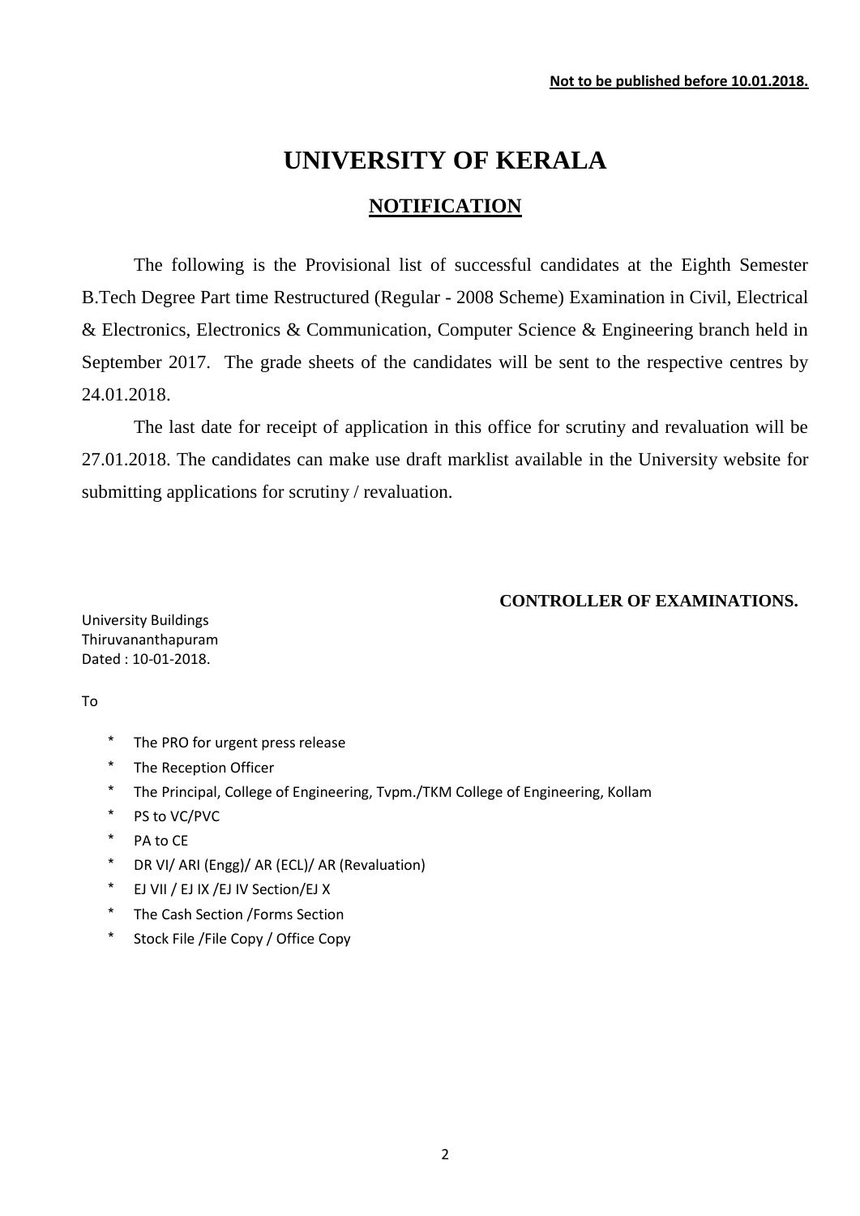**Not to be published before 10.01.2018.**

# UNIVERSITY OF KERALA

## NOTIFICATION

The following is the Provisional list of successful candidates at the Eighth Semester B.Tech Degree Part time Restructured (Regular - 2008 Scheme) Examination in Civil, Electrical & Electronics, Electronics & Communication, Computer Science & Engineering branch held in September 2017. The grade sheets of the candidates will be sent to the respective centres by 24.01.2018.

The last date for receipt of application in this office for scrutiny and revaluation will be 27.01.2018. The candidates can make use draft marklist available in the University website for submitting applications for scrutiny / revaluation.

**CONTROLLER OF EXAMINATIONS.**

University Buildings
Thiruvananthapuram
Dated : 10-01-2018.

To

* The PRO for urgent press release
* The Reception Officer
* The Principal, College of Engineering, Tvpm./TKM College of Engineering, Kollam
* PS to VC/PVC
* PA to CE
* DR VI/ ARI (Engg)/ AR (ECL)/ AR (Revaluation)
* EJ VII / EJ IX /EJ IV Section/EJ X
* The Cash Section /Forms Section
* Stock File /File Copy / Office Copy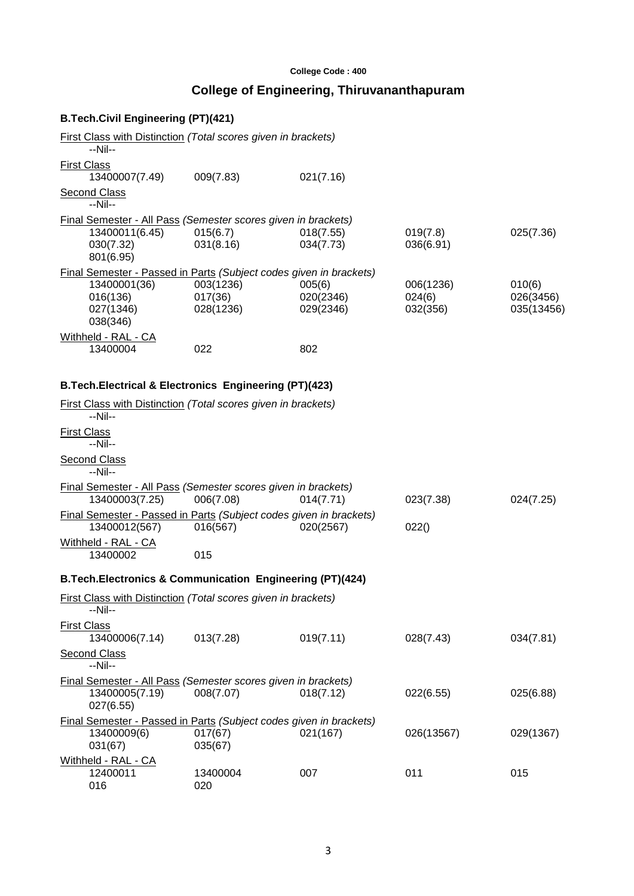College Code : 400

# College of Engineering, Thiruvananthapuram

## B.Tech.Civil Engineering (PT)(421)

First Class with Distinction *(Total scores given in brackets)*

--Nil--

First Class

| | | |
|---|---|---|
| 13400007(7.49) | 009(7.83) | 021(7.16) |

Second Class

--Nil--

Final Semester - All Pass *(Semester scores given in brackets)*

| | | | | |
|---|---|---|---|---|
| 13400011(6.45) | 015(6.7) | 018(7.55) | 019(7.8) | 025(7.36) |
| 030(7.32) | 031(8.16) | 034(7.73) | 036(6.91) | |
| 801(6.95) | | | | |

Final Semester - Passed in Parts *(Subject codes given in brackets)*

| | | | | |
|---|---|---|---|---|
| 13400001(36) | 003(1236) | 005(6) | 006(1236) | 010(6) |
| 016(136) | 017(36) | 020(2346) | 024(6) | 026(3456) |
| 027(1346) | 028(1236) | 029(2346) | 032(356) | 035(13456) |
| 038(346) | | | | |

Withheld - RAL - CA

| | | |
|---|---|---|
| 13400004 | 022 | 802 |

## B.Tech.Electrical & Electronics Engineering (PT)(423)

First Class with Distinction *(Total scores given in brackets)*

--Nil--

First Class

--Nil--

Second Class

--Nil--

Final Semester - All Pass *(Semester scores given in brackets)*

| | | | | |
|---|---|---|---|---|
| 13400003(7.25) | 006(7.08) | 014(7.71) | 023(7.38) | 024(7.25) |

Final Semester - Passed in Parts *(Subject codes given in brackets)*

| | | | |
|---|---|---|---|
| 13400012(567) | 016(567) | 020(2567) | 022() |

Withheld - RAL - CA

| | |
|---|---|
| 13400002 | 015 |

## B.Tech.Electronics & Communication Engineering (PT)(424)

First Class with Distinction *(Total scores given in brackets)*

--Nil--

First Class

| | | | | |
|---|---|---|---|---|
| 13400006(7.14) | 013(7.28) | 019(7.11) | 028(7.43) | 034(7.81) |

Second Class

--Nil--

Final Semester - All Pass *(Semester scores given in brackets)*

| | | | | |
|---|---|---|---|---|
| 13400005(7.19) | 008(7.07) | 018(7.12) | 022(6.55) | 025(6.88) |
| 027(6.55) | | | | |

Final Semester - Passed in Parts *(Subject codes given in brackets)*

| | | | | |
|---|---|---|---|---|
| 13400009(6) | 017(67) | 021(167) | 026(13567) | 029(1367) |
| 031(67) | 035(67) | | | |

Withheld - RAL - CA

| | | | | |
|---|---|---|---|---|
| 12400011 | 13400004 | 007 | 011 | 015 |
| 016 | 020 | | | |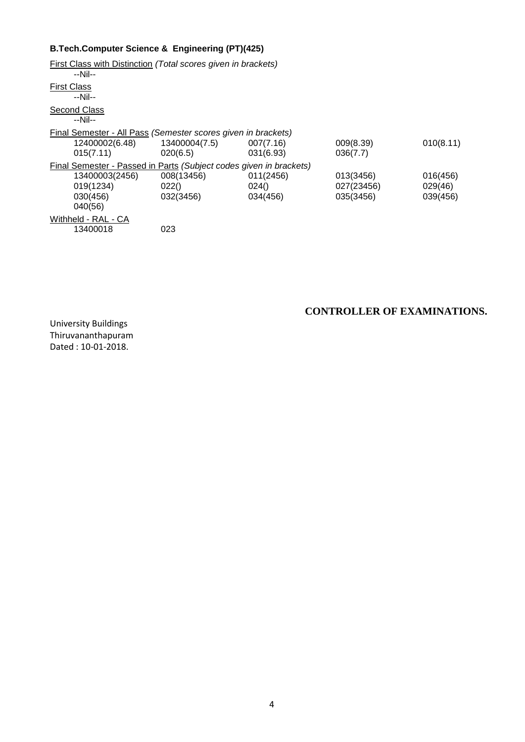**B.Tech.Computer Science & Engineering (PT)(425)**

<u>First Class with Distinction</u> *(Total scores given in brackets)*

--Nil--

<u>First Class</u>

--Nil--

<u>Second Class</u>

--Nil--

<u>Final Semester - All Pass</u> *(Semester scores given in brackets)*

| | | | | |
|---|---|---|---|---|
| 12400002(6.48) | 13400004(7.5) | 007(7.16) | 009(8.39) | 010(8.11) |
| 015(7.11) | 020(6.5) | 031(6.93) | 036(7.7) | |

<u>Final Semester - Passed in Parts</u> *(Subject codes given in brackets)*

| | | | | |
|---|---|---|---|---|
| 13400003(2456) | 008(13456) | 011(2456) | 013(3456) | 016(456) |
| 019(1234) | 022() | 024() | 027(23456) | 029(46) |
| 030(456) | 032(3456) | 034(456) | 035(3456) | 039(456) |
| 040(56) | | | | |

<u>Withheld - RAL - CA</u>

| | |
|---|---|
| 13400018 | 023 |

**CONTROLLER OF EXAMINATIONS.**

University Buildings
Thiruvananthapuram
Dated : 10-01-2018.